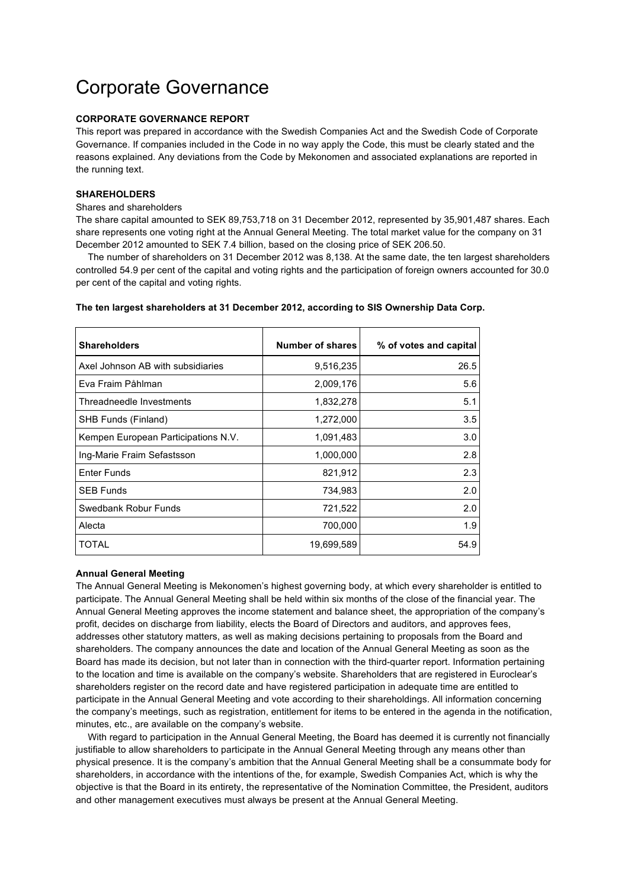# Corporate Governance

**CORPORATE GOVERNANCE REPORT**

This report was prepared in accordance with the Swedish Companies Act and the Swedish Code of Corporate Governance. If companies included in the Code in no way apply the Code, this must be clearly stated and the reasons explained. Any deviations from the Code by Mekonomen and associated explanations are reported in the running text.

**SHAREHOLDERS**

Shares and shareholders

The share capital amounted to SEK 89,753,718 on 31 December 2012, represented by 35,901,487 shares. Each share represents one voting right at the Annual General Meeting. The total market value for the company on 31 December 2012 amounted to SEK 7.4 billion, based on the closing price of SEK 206.50.

The number of shareholders on 31 December 2012 was 8,138. At the same date, the ten largest shareholders controlled 54.9 per cent of the capital and voting rights and the participation of foreign owners accounted for 30.0 per cent of the capital and voting rights.

**The ten largest shareholders at 31 December 2012, according to SIS Ownership Data Corp.**

| Shareholders | Number of shares | % of votes and capital |
|---|---:|---:|
| Axel Johnson AB with subsidiaries | 9,516,235 | 26.5 |
| Eva Fraim Påhlman | 2,009,176 | 5.6 |
| Threadneedle Investments | 1,832,278 | 5.1 |
| SHB Funds (Finland) | 1,272,000 | 3.5 |
| Kempen European Participations N.V. | 1,091,483 | 3.0 |
| Ing-Marie Fraim Sefastsson | 1,000,000 | 2.8 |
| Enter Funds | 821,912 | 2.3 |
| SEB Funds | 734,983 | 2.0 |
| Swedbank Robur Funds | 721,522 | 2.0 |
| Alecta | 700,000 | 1.9 |
| TOTAL | 19,699,589 | 54.9 |

**Annual General Meeting**

The Annual General Meeting is Mekonomen's highest governing body, at which every shareholder is entitled to participate. The Annual General Meeting shall be held within six months of the close of the financial year. The Annual General Meeting approves the income statement and balance sheet, the appropriation of the company's profit, decides on discharge from liability, elects the Board of Directors and auditors, and approves fees, addresses other statutory matters, as well as making decisions pertaining to proposals from the Board and shareholders. The company announces the date and location of the Annual General Meeting as soon as the Board has made its decision, but not later than in connection with the third-quarter report. Information pertaining to the location and time is available on the company's website. Shareholders that are registered in Euroclear's shareholders register on the record date and have registered participation in adequate time are entitled to participate in the Annual General Meeting and vote according to their shareholdings. All information concerning the company's meetings, such as registration, entitlement for items to be entered in the agenda in the notification, minutes, etc., are available on the company's website.

With regard to participation in the Annual General Meeting, the Board has deemed it is currently not financially justifiable to allow shareholders to participate in the Annual General Meeting through any means other than physical presence. It is the company's ambition that the Annual General Meeting shall be a consummate body for shareholders, in accordance with the intentions of the, for example, Swedish Companies Act, which is why the objective is that the Board in its entirety, the representative of the Nomination Committee, the President, auditors and other management executives must always be present at the Annual General Meeting.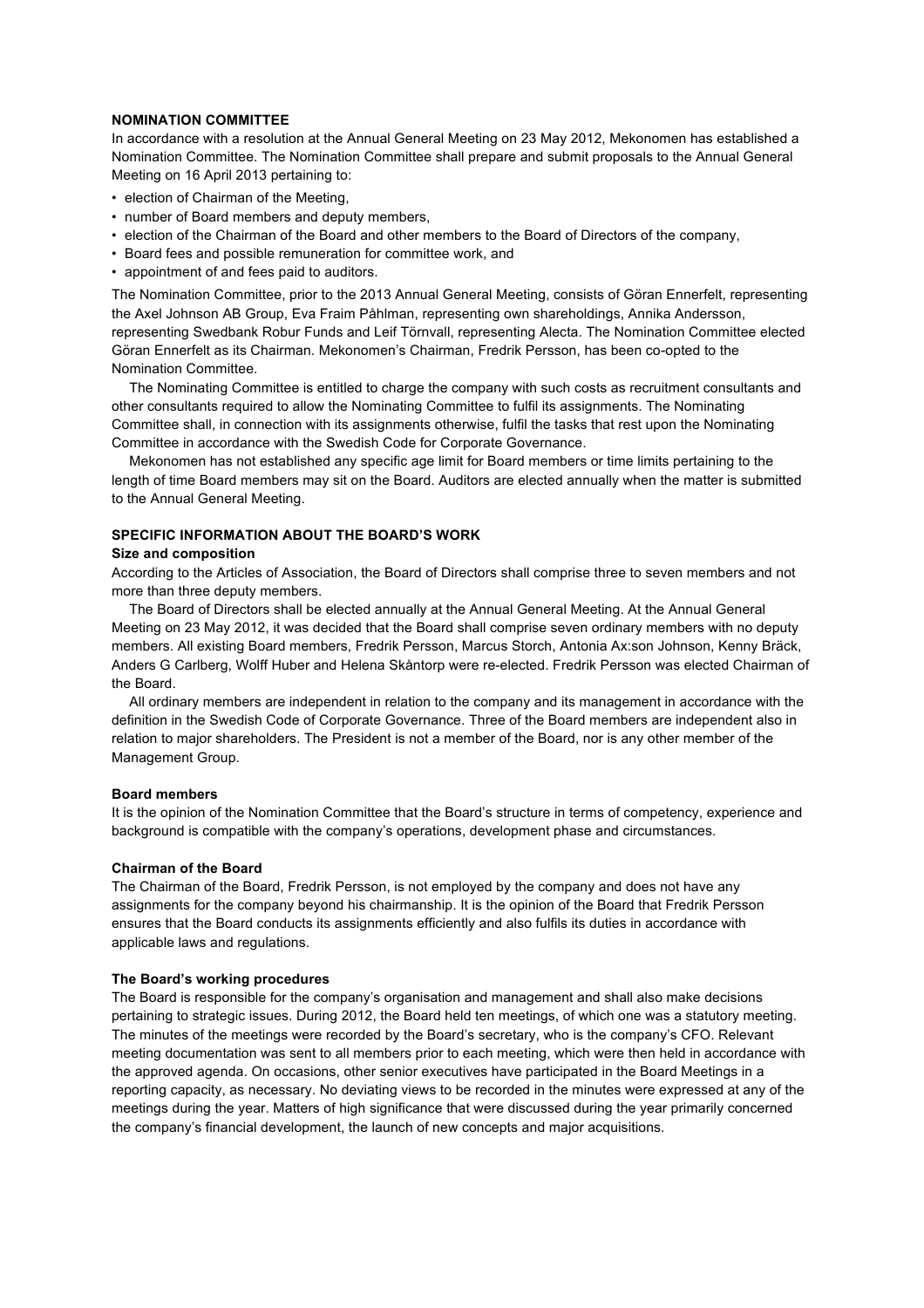**NOMINATION COMMITTEE**

In accordance with a resolution at the Annual General Meeting on 23 May 2012, Mekonomen has established a Nomination Committee. The Nomination Committee shall prepare and submit proposals to the Annual General Meeting on 16 April 2013 pertaining to:

- election of Chairman of the Meeting,
- number of Board members and deputy members,
- election of the Chairman of the Board and other members to the Board of Directors of the company,
- Board fees and possible remuneration for committee work, and
- appointment of and fees paid to auditors.

The Nomination Committee, prior to the 2013 Annual General Meeting, consists of Göran Ennerfelt, representing the Axel Johnson AB Group, Eva Fraim Påhlman, representing own shareholdings, Annika Andersson, representing Swedbank Robur Funds and Leif Törnvall, representing Alecta. The Nomination Committee elected Göran Ennerfelt as its Chairman. Mekonomen's Chairman, Fredrik Persson, has been co-opted to the Nomination Committee.

The Nominating Committee is entitled to charge the company with such costs as recruitment consultants and other consultants required to allow the Nominating Committee to fulfil its assignments. The Nominating Committee shall, in connection with its assignments otherwise, fulfil the tasks that rest upon the Nominating Committee in accordance with the Swedish Code for Corporate Governance.

Mekonomen has not established any specific age limit for Board members or time limits pertaining to the length of time Board members may sit on the Board. Auditors are elected annually when the matter is submitted to the Annual General Meeting.

**SPECIFIC INFORMATION ABOUT THE BOARD'S WORK**

**Size and composition**

According to the Articles of Association, the Board of Directors shall comprise three to seven members and not more than three deputy members.

The Board of Directors shall be elected annually at the Annual General Meeting. At the Annual General Meeting on 23 May 2012, it was decided that the Board shall comprise seven ordinary members with no deputy members. All existing Board members, Fredrik Persson, Marcus Storch, Antonia Ax:son Johnson, Kenny Bräck, Anders G Carlberg, Wolff Huber and Helena Skåntorp were re-elected. Fredrik Persson was elected Chairman of the Board.

All ordinary members are independent in relation to the company and its management in accordance with the definition in the Swedish Code of Corporate Governance. Three of the Board members are independent also in relation to major shareholders. The President is not a member of the Board, nor is any other member of the Management Group.

**Board members**

It is the opinion of the Nomination Committee that the Board's structure in terms of competency, experience and background is compatible with the company's operations, development phase and circumstances.

**Chairman of the Board**

The Chairman of the Board, Fredrik Persson, is not employed by the company and does not have any assignments for the company beyond his chairmanship. It is the opinion of the Board that Fredrik Persson ensures that the Board conducts its assignments efficiently and also fulfils its duties in accordance with applicable laws and regulations.

**The Board's working procedures**

The Board is responsible for the company's organisation and management and shall also make decisions pertaining to strategic issues. During 2012, the Board held ten meetings, of which one was a statutory meeting. The minutes of the meetings were recorded by the Board's secretary, who is the company's CFO. Relevant meeting documentation was sent to all members prior to each meeting, which were then held in accordance with the approved agenda. On occasions, other senior executives have participated in the Board Meetings in a reporting capacity, as necessary. No deviating views to be recorded in the minutes were expressed at any of the meetings during the year. Matters of high significance that were discussed during the year primarily concerned the company's financial development, the launch of new concepts and major acquisitions.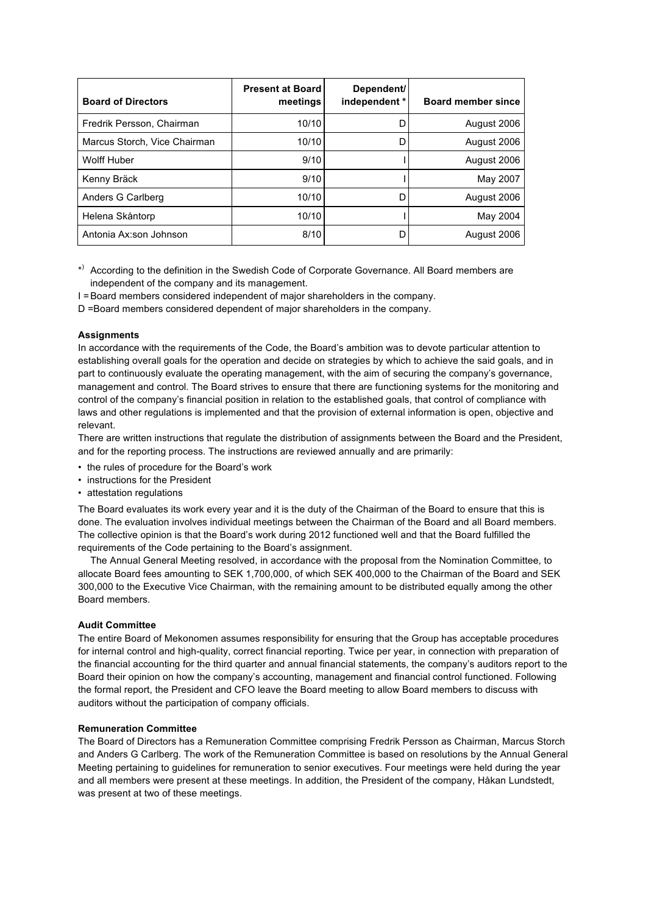| Board of Directors | Present at Board meetings | Dependent/ independent * | Board member since |
|---|---|---|---|
| Fredrik Persson, Chairman | 10/10 | D | August 2006 |
| Marcus Storch, Vice Chairman | 10/10 | D | August 2006 |
| Wolff Huber | 9/10 | I | August 2006 |
| Kenny Bräck | 9/10 | I | May 2007 |
| Anders G Carlberg | 10/10 | D | August 2006 |
| Helena Skåntorp | 10/10 | I | May 2004 |
| Antonia Ax:son Johnson | 8/10 | D | August 2006 |

*) According to the definition in the Swedish Code of Corporate Governance. All Board members are independent of the company and its management.

I = Board members considered independent of major shareholders in the company.

D = Board members considered dependent of major shareholders in the company.

**Assignments**

In accordance with the requirements of the Code, the Board's ambition was to devote particular attention to establishing overall goals for the operation and decide on strategies by which to achieve the said goals, and in part to continuously evaluate the operating management, with the aim of securing the company's governance, management and control. The Board strives to ensure that there are functioning systems for the monitoring and control of the company's financial position in relation to the established goals, that control of compliance with laws and other regulations is implemented and that the provision of external information is open, objective and relevant.

There are written instructions that regulate the distribution of assignments between the Board and the President, and for the reporting process. The instructions are reviewed annually and are primarily:

- the rules of procedure for the Board's work
- instructions for the President
- attestation regulations

The Board evaluates its work every year and it is the duty of the Chairman of the Board to ensure that this is done. The evaluation involves individual meetings between the Chairman of the Board and all Board members. The collective opinion is that the Board's work during 2012 functioned well and that the Board fulfilled the requirements of the Code pertaining to the Board's assignment.

The Annual General Meeting resolved, in accordance with the proposal from the Nomination Committee, to allocate Board fees amounting to SEK 1,700,000, of which SEK 400,000 to the Chairman of the Board and SEK 300,000 to the Executive Vice Chairman, with the remaining amount to be distributed equally among the other Board members.

**Audit Committee**

The entire Board of Mekonomen assumes responsibility for ensuring that the Group has acceptable procedures for internal control and high-quality, correct financial reporting. Twice per year, in connection with preparation of the financial accounting for the third quarter and annual financial statements, the company's auditors report to the Board their opinion on how the company's accounting, management and financial control functioned. Following the formal report, the President and CFO leave the Board meeting to allow Board members to discuss with auditors without the participation of company officials.

**Remuneration Committee**

The Board of Directors has a Remuneration Committee comprising Fredrik Persson as Chairman, Marcus Storch and Anders G Carlberg. The work of the Remuneration Committee is based on resolutions by the Annual General Meeting pertaining to guidelines for remuneration to senior executives. Four meetings were held during the year and all members were present at these meetings. In addition, the President of the company, Håkan Lundstedt, was present at two of these meetings.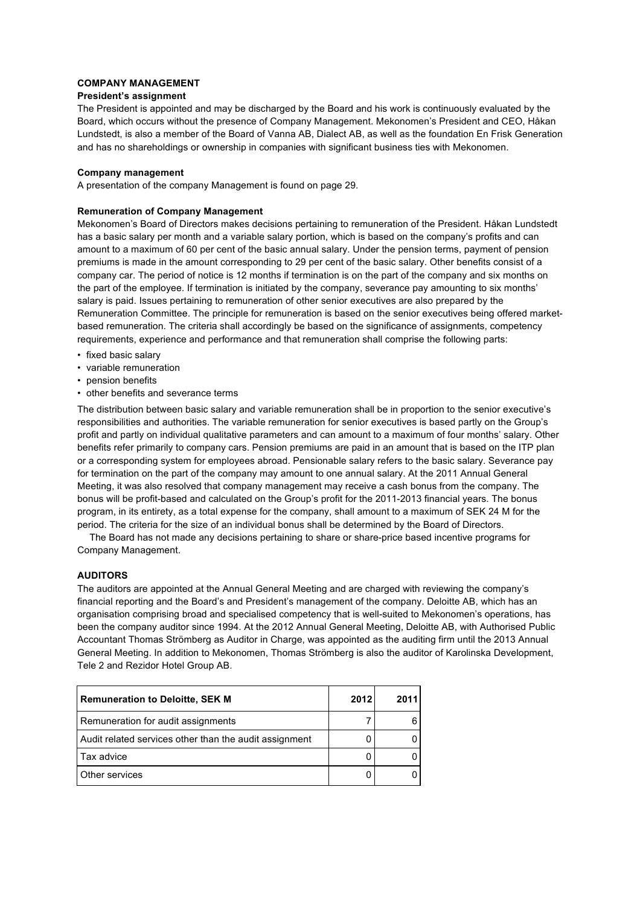## COMPANY MANAGEMENT

### President's assignment

The President is appointed and may be discharged by the Board and his work is continuously evaluated by the Board, which occurs without the presence of Company Management. Mekonomen's President and CEO, Håkan Lundstedt, is also a member of the Board of Vanna AB, Dialect AB, as well as the foundation En Frisk Generation and has no shareholdings or ownership in companies with significant business ties with Mekonomen.

### Company management

A presentation of the company Management is found on page 29.

### Remuneration of Company Management

Mekonomen's Board of Directors makes decisions pertaining to remuneration of the President. Håkan Lundstedt has a basic salary per month and a variable salary portion, which is based on the company's profits and can amount to a maximum of 60 per cent of the basic annual salary. Under the pension terms, payment of pension premiums is made in the amount corresponding to 29 per cent of the basic salary. Other benefits consist of a company car. The period of notice is 12 months if termination is on the part of the company and six months on the part of the employee. If termination is initiated by the company, severance pay amounting to six months' salary is paid. Issues pertaining to remuneration of other senior executives are also prepared by the Remuneration Committee. The principle for remuneration is based on the senior executives being offered market-based remuneration. The criteria shall accordingly be based on the significance of assignments, competency requirements, experience and performance and that remuneration shall comprise the following parts:

- fixed basic salary
- variable remuneration
- pension benefits
- other benefits and severance terms

The distribution between basic salary and variable remuneration shall be in proportion to the senior executive's responsibilities and authorities. The variable remuneration for senior executives is based partly on the Group's profit and partly on individual qualitative parameters and can amount to a maximum of four months' salary. Other benefits refer primarily to company cars. Pension premiums are paid in an amount that is based on the ITP plan or a corresponding system for employees abroad. Pensionable salary refers to the basic salary. Severance pay for termination on the part of the company may amount to one annual salary. At the 2011 Annual General Meeting, it was also resolved that company management may receive a cash bonus from the company. The bonus will be profit-based and calculated on the Group's profit for the 2011-2013 financial years. The bonus program, in its entirety, as a total expense for the company, shall amount to a maximum of SEK 24 M for the period. The criteria for the size of an individual bonus shall be determined by the Board of Directors.

The Board has not made any decisions pertaining to share or share-price based incentive programs for Company Management.

## AUDITORS

The auditors are appointed at the Annual General Meeting and are charged with reviewing the company's financial reporting and the Board's and President's management of the company. Deloitte AB, which has an organisation comprising broad and specialised competency that is well-suited to Mekonomen's operations, has been the company auditor since 1994. At the 2012 Annual General Meeting, Deloitte AB, with Authorised Public Accountant Thomas Strömberg as Auditor in Charge, was appointed as the auditing firm until the 2013 Annual General Meeting. In addition to Mekonomen, Thomas Strömberg is also the auditor of Karolinska Development, Tele 2 and Rezidor Hotel Group AB.

| Remuneration to Deloitte, SEK M | 2012 | 2011 |
|---|---|---|
| Remuneration for audit assignments | 7 | 6 |
| Audit related services other than the audit assignment | 0 | 0 |
| Tax advice | 0 | 0 |
| Other services | 0 | 0 |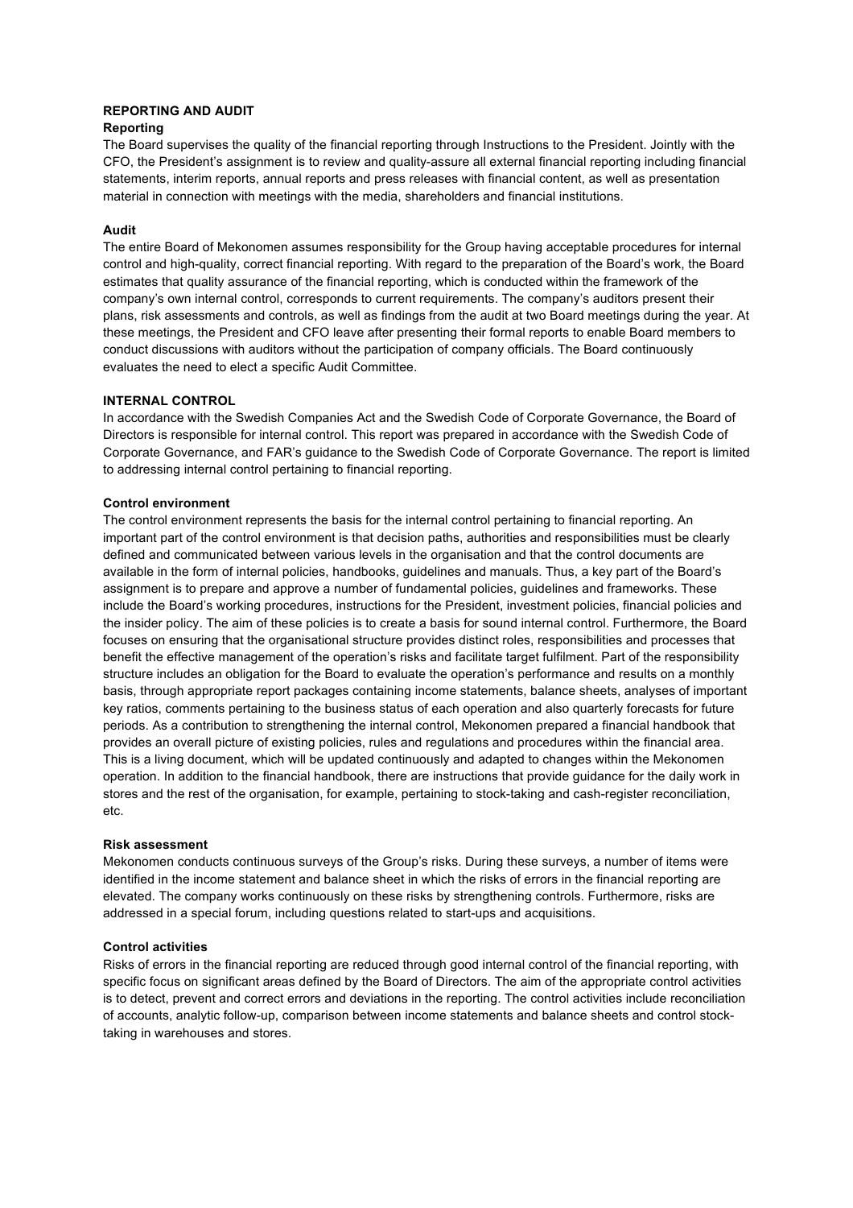## REPORTING AND AUDIT

### Reporting

The Board supervises the quality of the financial reporting through Instructions to the President. Jointly with the CFO, the President's assignment is to review and quality-assure all external financial reporting including financial statements, interim reports, annual reports and press releases with financial content, as well as presentation material in connection with meetings with the media, shareholders and financial institutions.

### Audit

The entire Board of Mekonomen assumes responsibility for the Group having acceptable procedures for internal control and high-quality, correct financial reporting. With regard to the preparation of the Board's work, the Board estimates that quality assurance of the financial reporting, which is conducted within the framework of the company's own internal control, corresponds to current requirements. The company's auditors present their plans, risk assessments and controls, as well as findings from the audit at two Board meetings during the year. At these meetings, the President and CFO leave after presenting their formal reports to enable Board members to conduct discussions with auditors without the participation of company officials. The Board continuously evaluates the need to elect a specific Audit Committee.

## INTERNAL CONTROL

In accordance with the Swedish Companies Act and the Swedish Code of Corporate Governance, the Board of Directors is responsible for internal control. This report was prepared in accordance with the Swedish Code of Corporate Governance, and FAR's guidance to the Swedish Code of Corporate Governance. The report is limited to addressing internal control pertaining to financial reporting.

### Control environment

The control environment represents the basis for the internal control pertaining to financial reporting. An important part of the control environment is that decision paths, authorities and responsibilities must be clearly defined and communicated between various levels in the organisation and that the control documents are available in the form of internal policies, handbooks, guidelines and manuals. Thus, a key part of the Board's assignment is to prepare and approve a number of fundamental policies, guidelines and frameworks. These include the Board's working procedures, instructions for the President, investment policies, financial policies and the insider policy. The aim of these policies is to create a basis for sound internal control. Furthermore, the Board focuses on ensuring that the organisational structure provides distinct roles, responsibilities and processes that benefit the effective management of the operation's risks and facilitate target fulfilment. Part of the responsibility structure includes an obligation for the Board to evaluate the operation's performance and results on a monthly basis, through appropriate report packages containing income statements, balance sheets, analyses of important key ratios, comments pertaining to the business status of each operation and also quarterly forecasts for future periods. As a contribution to strengthening the internal control, Mekonomen prepared a financial handbook that provides an overall picture of existing policies, rules and regulations and procedures within the financial area. This is a living document, which will be updated continuously and adapted to changes within the Mekonomen operation. In addition to the financial handbook, there are instructions that provide guidance for the daily work in stores and the rest of the organisation, for example, pertaining to stock-taking and cash-register reconciliation, etc.

### Risk assessment

Mekonomen conducts continuous surveys of the Group's risks. During these surveys, a number of items were identified in the income statement and balance sheet in which the risks of errors in the financial reporting are elevated. The company works continuously on these risks by strengthening controls. Furthermore, risks are addressed in a special forum, including questions related to start-ups and acquisitions.

### Control activities

Risks of errors in the financial reporting are reduced through good internal control of the financial reporting, with specific focus on significant areas defined by the Board of Directors. The aim of the appropriate control activities is to detect, prevent and correct errors and deviations in the reporting. The control activities include reconciliation of accounts, analytic follow-up, comparison between income statements and balance sheets and control stock-taking in warehouses and stores.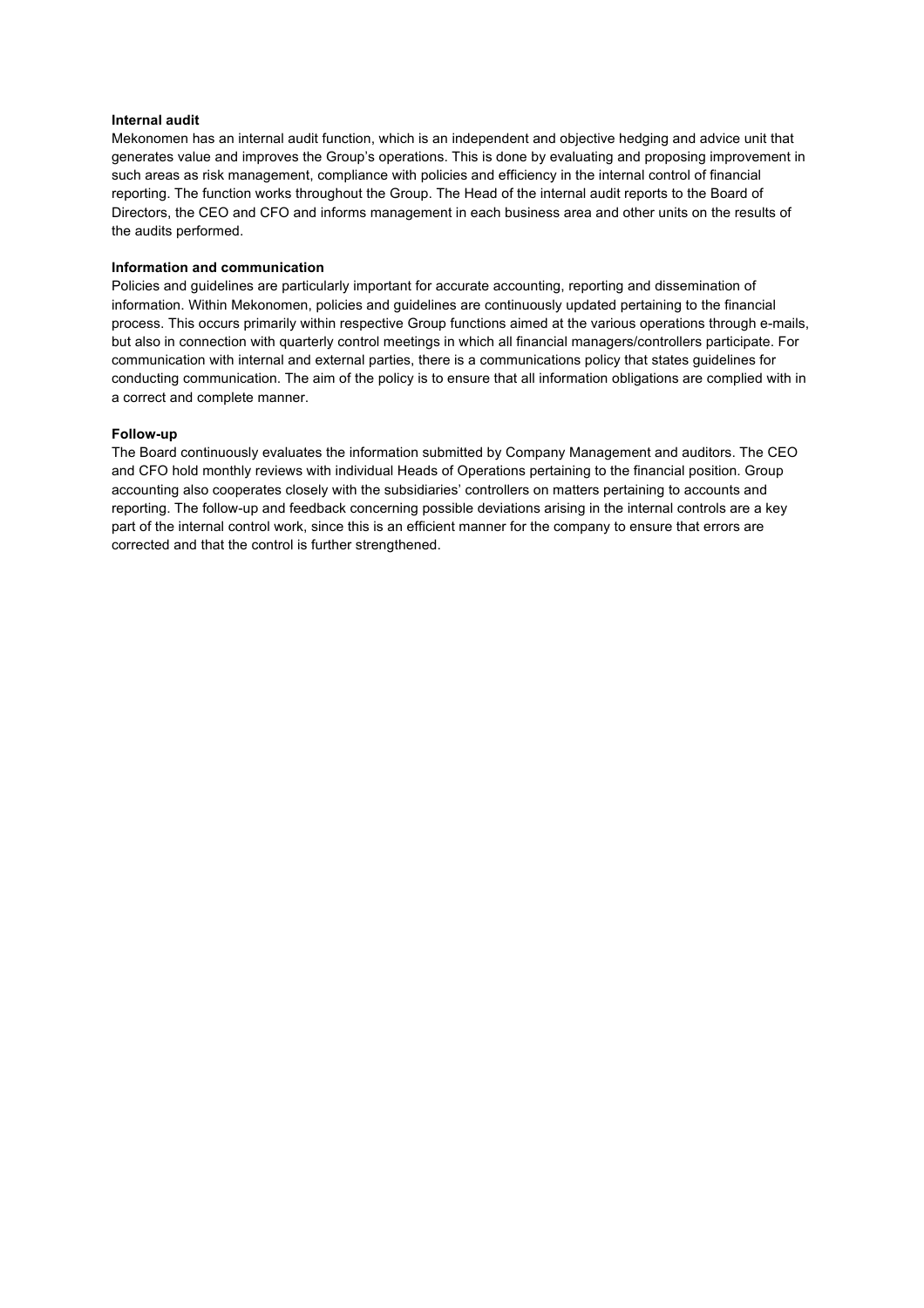**Internal audit**

Mekonomen has an internal audit function, which is an independent and objective hedging and advice unit that generates value and improves the Group's operations. This is done by evaluating and proposing improvement in such areas as risk management, compliance with policies and efficiency in the internal control of financial reporting. The function works throughout the Group. The Head of the internal audit reports to the Board of Directors, the CEO and CFO and informs management in each business area and other units on the results of the audits performed.

**Information and communication**

Policies and guidelines are particularly important for accurate accounting, reporting and dissemination of information. Within Mekonomen, policies and guidelines are continuously updated pertaining to the financial process. This occurs primarily within respective Group functions aimed at the various operations through e-mails, but also in connection with quarterly control meetings in which all financial managers/controllers participate. For communication with internal and external parties, there is a communications policy that states guidelines for conducting communication. The aim of the policy is to ensure that all information obligations are complied with in a correct and complete manner.

**Follow-up**

The Board continuously evaluates the information submitted by Company Management and auditors. The CEO and CFO hold monthly reviews with individual Heads of Operations pertaining to the financial position. Group accounting also cooperates closely with the subsidiaries' controllers on matters pertaining to accounts and reporting. The follow-up and feedback concerning possible deviations arising in the internal controls are a key part of the internal control work, since this is an efficient manner for the company to ensure that errors are corrected and that the control is further strengthened.